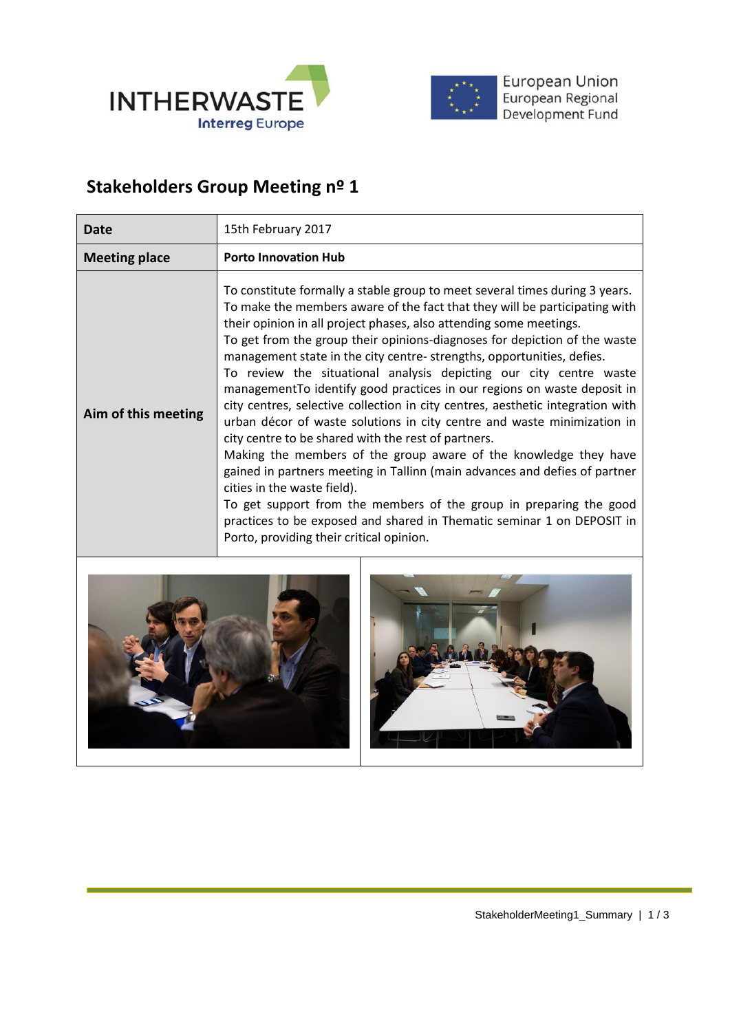## Stakeholders Group Meeting nº 1

| Date | 15th February 2017 |
|---|---|
| **Meeting place** | **Porto Innovation Hub** |
| **Aim of this meeting** | To constitute formally a stable group to meet several times during 3 years. To make the members aware of the fact that they will be participating with their opinion in all project phases, also attending some meetings. To get from the group their opinions-diagnoses for depiction of the waste management state in the city centre- strengths, opportunities, defies. To review the situational analysis depicting our city centre waste managementTo identify good practices in our regions on waste deposit in city centres, selective collection in city centres, aesthetic integration with urban décor of waste solutions in city centre and waste minimization in city centre to be shared with the rest of partners. Making the members of the group aware of the knowledge they have gained in partners meeting in Tallinn (main advances and defies of partner cities in the waste field). To get support from the members of the group in preparing the good practices to be exposed and shared in Thematic seminar 1 on DEPOSIT in Porto, providing their critical opinion. |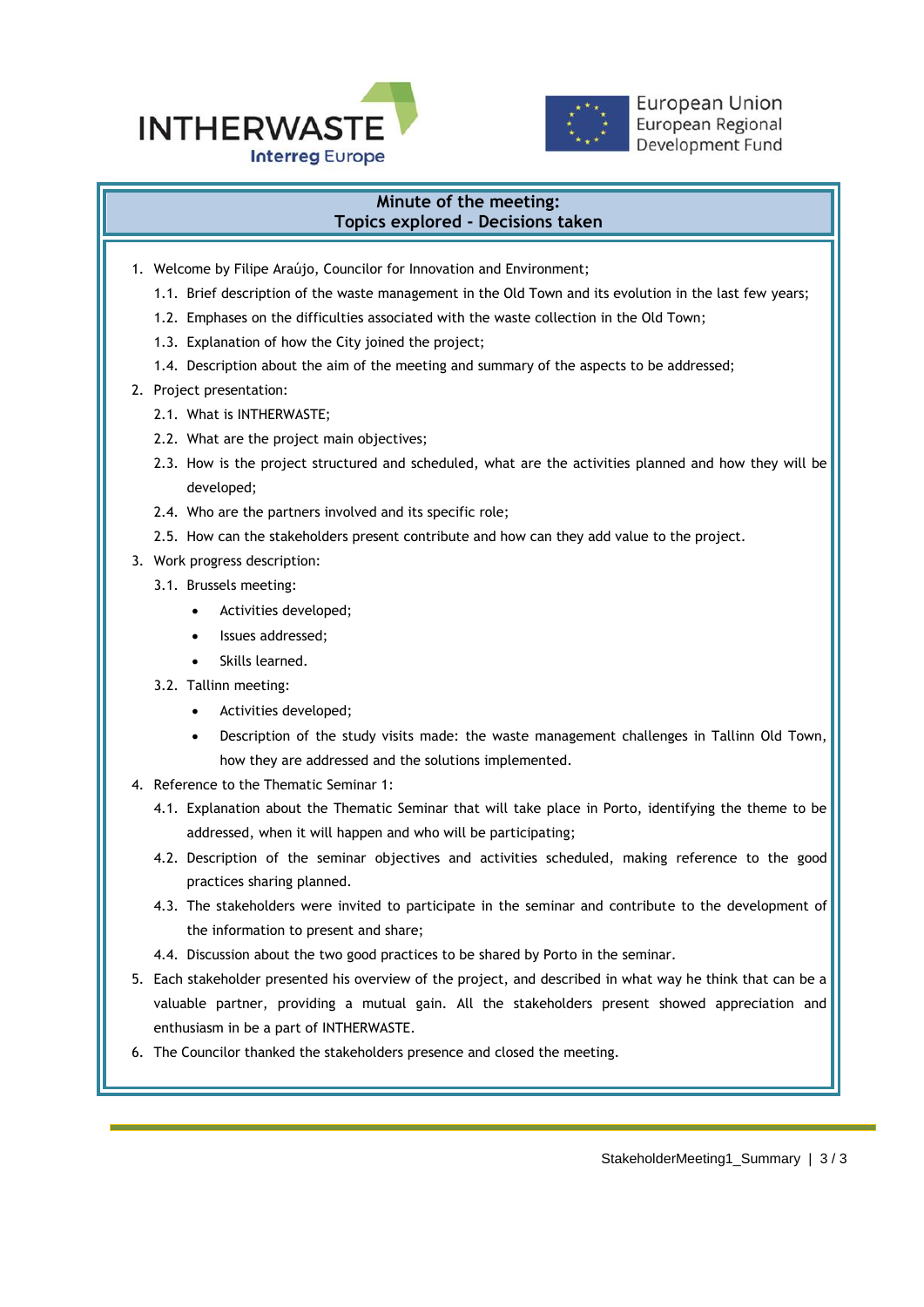## Minute of the meeting:
## Topics explored - Decisions taken

1. Welcome by Filipe Araújo, Councilor for Innovation and Environment;
   1.1. Brief description of the waste management in the Old Town and its evolution in the last few years;
   1.2. Emphases on the difficulties associated with the waste collection in the Old Town;
   1.3. Explanation of how the City joined the project;
   1.4. Description about the aim of the meeting and summary of the aspects to be addressed;
2. Project presentation:
   2.1. What is INTHERWASTE;
   2.2. What are the project main objectives;
   2.3. How is the project structured and scheduled, what are the activities planned and how they will be developed;
   2.4. Who are the partners involved and its specific role;
   2.5. How can the stakeholders present contribute and how can they add value to the project.
3. Work progress description:
   3.1. Brussels meeting:
      - Activities developed;
      - Issues addressed;
      - Skills learned.
   3.2. Tallinn meeting:
      - Activities developed;
      - Description of the study visits made: the waste management challenges in Tallinn Old Town, how they are addressed and the solutions implemented.
4. Reference to the Thematic Seminar 1:
   4.1. Explanation about the Thematic Seminar that will take place in Porto, identifying the theme to be addressed, when it will happen and who will be participating;
   4.2. Description of the seminar objectives and activities scheduled, making reference to the good practices sharing planned.
   4.3. The stakeholders were invited to participate in the seminar and contribute to the development of the information to present and share;
   4.4. Discussion about the two good practices to be shared by Porto in the seminar.
5. Each stakeholder presented his overview of the project, and described in what way he think that can be a valuable partner, providing a mutual gain. All the stakeholders present showed appreciation and enthusiasm in be a part of INTHERWASTE.
6. The Councilor thanked the stakeholders presence and closed the meeting.